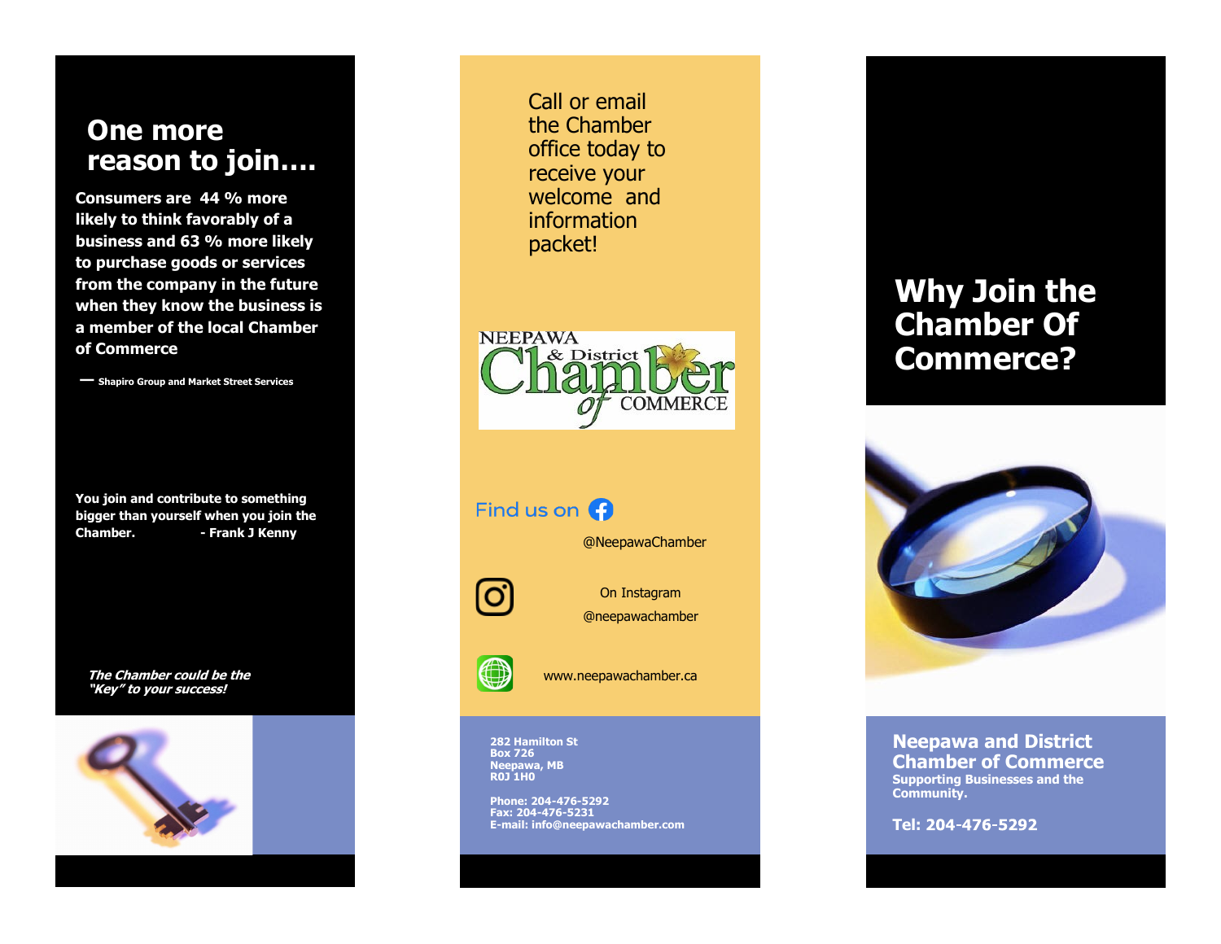## One more reason to join....

**Consumers are 44 % more likely to think favorably of a business and 63 % more likely to purchase goods or services from the company in the future when they know the business is a member of the local Chamber of Commerce**

— Shapiro Group and Market Street Services

**You join and contribute to something bigger than yourself when you join the Chamber. - Frank J Kenny**

***The Chamber could be the "Key" to your success!***

Call or email the Chamber office today to receive your welcome and information packet!

NEEPAWA & District Chamber of COMMERCE

Find us on Facebook

@NeepawaChamber

On Instagram

@neepawachamber

www.neepawachamber.ca

**282 Hamilton St**
**Box 726**
**Neepawa, MB**
**R0J 1H0**

**Phone: 204-476-5292**
**Fax: 204-476-5231**
**E-mail: info@neepawachamber.com**

# Why Join the Chamber Of Commerce?

## Neepawa and District Chamber of Commerce

**Supporting Businesses and the Community.**

**Tel: 204-476-5292**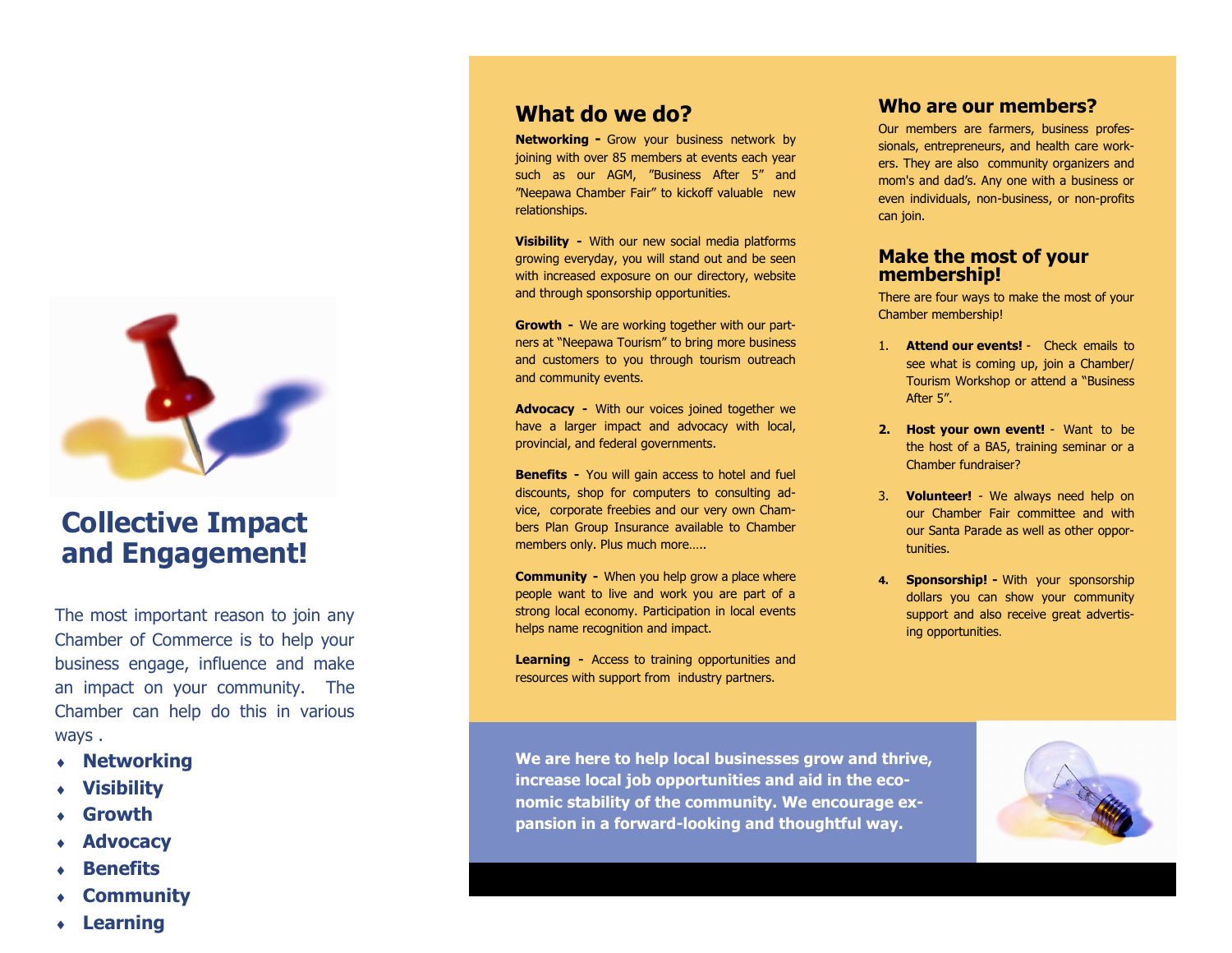## Collective Impact and Engagement!

The most important reason to join any Chamber of Commerce is to help your business engage, influence and make an impact on your community. The Chamber can help do this in various ways .

- **Networking**
- **Visibility**
- **Growth**
- **Advocacy**
- **Benefits**
- **Community**
- **Learning**

## What do we do?

**Networking -** Grow your business network by joining with over 85 members at events each year such as our AGM, "Business After 5" and "Neepawa Chamber Fair" to kickoff valuable new relationships.

**Visibility -** With our new social media platforms growing everyday, you will stand out and be seen with increased exposure on our directory, website and through sponsorship opportunities.

**Growth -** We are working together with our partners at "Neepawa Tourism" to bring more business and customers to you through tourism outreach and community events.

**Advocacy -** With our voices joined together we have a larger impact and advocacy with local, provincial, and federal governments.

**Benefits -** You will gain access to hotel and fuel discounts, shop for computers to consulting advice, corporate freebies and our very own Chambers Plan Group Insurance available to Chamber members only. Plus much more…..

**Community -** When you help grow a place where people want to live and work you are part of a strong local economy. Participation in local events helps name recognition and impact.

**Learning -** Access to training opportunities and resources with support from industry partners.

## Who are our members?

Our members are farmers, business professionals, entrepreneurs, and health care workers. They are also community organizers and mom's and dad's. Any one with a business or even individuals, non-business, or non-profits can join.

## Make the most of your membership!

There are four ways to make the most of your Chamber membership!

1. **Attend our events!** - Check emails to see what is coming up, join a Chamber/ Tourism Workshop or attend a "Business After 5".
2. **Host your own event!** - Want to be the host of a BA5, training seminar or a Chamber fundraiser?
3. **Volunteer!** - We always need help on our Chamber Fair committee and with our Santa Parade as well as other opportunities.
4. **Sponsorship! -** With your sponsorship dollars you can show your community support and also receive great advertising opportunities.

**We are here to help local businesses grow and thrive, increase local job opportunities and aid in the economic stability of the community. We encourage expansion in a forward-looking and thoughtful way.**